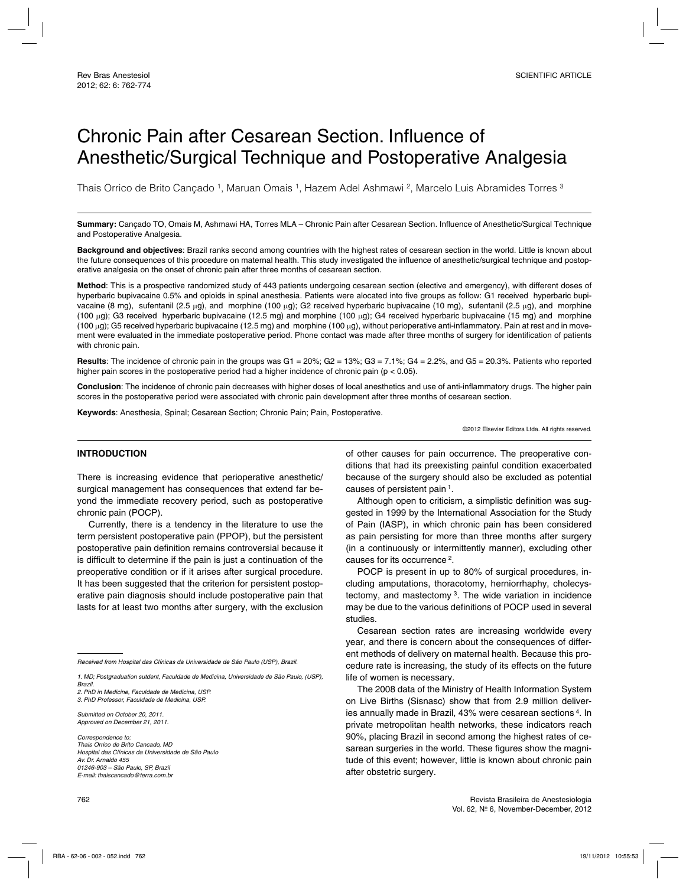SCIENTIFIC ARTICLE

# Chronic Pain after Cesarean Section. Influence of Anesthetic/Surgical Technique and Postoperative Analgesia

Thais Orrico de Brito Cançado [1], Maruan Omais [1], Hazem Adel Ashmawi [2], Marcelo Luis Abramides Torres [3]

**Summary:** Cançado TO, Omais M, Ashmawi HA, Torres MLA – Chronic Pain after Cesarean Section. Influence of Anesthetic/Surgical Technique and Postoperative Analgesia.

**Background and objectives**: Brazil ranks second among countries with the highest rates of cesarean section in the world. Little is known about the future consequences of this procedure on maternal health. This study investigated the influence of anesthetic/surgical technique and postoperative analgesia on the onset of chronic pain after three months of cesarean section.

**Method**: This is a prospective randomized study of 443 patients undergoing cesarean section (elective and emergency), with different doses of hyperbaric bupivacaine 0.5% and opioids in spinal anesthesia. Patients were alocated into five groups as follow: G1 received hyperbaric bupivacaine (8 mg), sufentanil (2.5 μg), and morphine (100 μg); G2 received hyperbaric bupivacaine (10 mg), sufentanil (2.5 μg), and morphine (100 μg); G3 received hyperbaric bupivacaine (12.5 mg) and morphine (100 μg); G4 received hyperbaric bupivacaine (15 mg) and morphine (100 μg); G5 received hyperbaric bupivacaine (12.5 mg) and morphine (100 μg), without perioperative anti-inflammatory. Pain at rest and in movement were evaluated in the immediate postoperative period. Phone contact was made after three months of surgery for identification of patients with chronic pain.

**Results**: The incidence of chronic pain in the groups was G1 = 20%; G2 = 13%; G3 = 7.1%; G4 = 2.2%, and G5 = 20.3%. Patients who reported higher pain scores in the postoperative period had a higher incidence of chronic pain ($p < 0.05$).

**Conclusion**: The incidence of chronic pain decreases with higher doses of local anesthetics and use of anti-inflammatory drugs. The higher pain scores in the postoperative period were associated with chronic pain development after three months of cesarean section.

**Keywords**: Anesthesia, Spinal; Cesarean Section; Chronic Pain; Pain, Postoperative.

©2012 Elsevier Editora Ltda. All rights reserved.

## INTRODUCTION

There is increasing evidence that perioperative anesthetic/surgical management has consequences that extend far beyond the immediate recovery period, such as postoperative chronic pain (POCP).

Currently, there is a tendency in the literature to use the term persistent postoperative pain (PPOP), but the persistent postoperative pain definition remains controversial because it is difficult to determine if the pain is just a continuation of the preoperative condition or if it arises after surgical procedure. It has been suggested that the criterion for persistent postoperative pain diagnosis should include postoperative pain that lasts for at least two months after surgery, with the exclusion of other causes for pain occurrence. The preoperative conditions that had its preexisting painful condition exacerbated because of the surgery should also be excluded as potential causes of persistent pain [1].

Although open to criticism, a simplistic definition was suggested in 1999 by the International Association for the Study of Pain (IASP), in which chronic pain has been considered as pain persisting for more than three months after surgery (in a continuously or intermittently manner), excluding other causes for its occurrence [2].

POCP is present in up to 80% of surgical procedures, including amputations, thoracotomy, herniorrhaphy, cholecystectomy, and mastectomy [3]. The wide variation in incidence may be due to the various definitions of POCP used in several studies.

Cesarean section rates are increasing worldwide every year, and there is concern about the consequences of different methods of delivery on maternal health. Because this procedure rate is increasing, the study of its effects on the future life of women is necessary.

The 2008 data of the Ministry of Health Information System on Live Births (Sisnasc) show that from 2.9 million deliveries annually made in Brazil, 43% were cesarean sections [4]. In private metropolitan health networks, these indicators reach 90%, placing Brazil in second among the highest rates of cesarean surgeries in the world. These figures show the magnitude of this event; however, little is known about chronic pain after obstetric surgery.

---

*Received from Hospital das Clínicas da Universidade de São Paulo (USP), Brazil.*

*1. MD; Postgraduation sutdent, Faculdade de Medicina, Universidade de São Paulo, (USP), Brazil.*
*2. PhD in Medicine, Faculdade de Medicina, USP.*
*3. PhD Professor, Faculdade de Medicina, USP.*

*Submitted on October 20, 2011.*
*Approved on December 21, 2011.*

*Correspondence to:*
*Thais Orrico de Brito Cancado, MD*
*Hospital das Clínicas da Universidade de São Paulo*
*Av. Dr. Arnaldo 455*
*01246-903 – São Paulo, SP, Brazil*
*E-mail: thaiscancado@terra.com.br*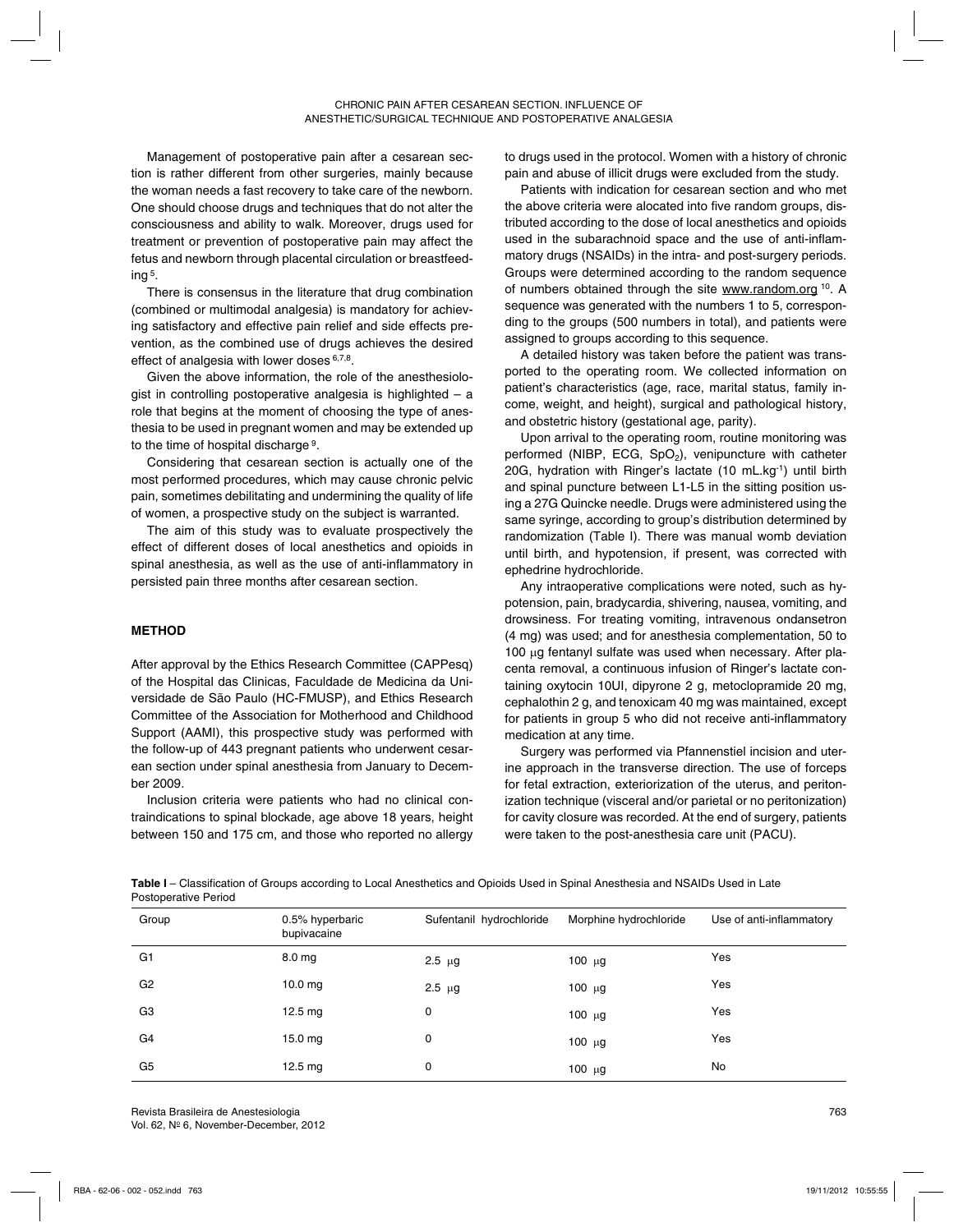Management of postoperative pain after a cesarean section is rather different from other surgeries, mainly because the woman needs a fast recovery to take care of the newborn. One should choose drugs and techniques that do not alter the consciousness and ability to walk. Moreover, drugs used for treatment or prevention of postoperative pain may affect the fetus and newborn through placental circulation or breastfeeding [5].

There is consensus in the literature that drug combination (combined or multimodal analgesia) is mandatory for achieving satisfactory and effective pain relief and side effects prevention, as the combined use of drugs achieves the desired effect of analgesia with lower doses [6,7,8].

Given the above information, the role of the anesthesiologist in controlling postoperative analgesia is highlighted – a role that begins at the moment of choosing the type of anesthesia to be used in pregnant women and may be extended up to the time of hospital discharge [9].

Considering that cesarean section is actually one of the most performed procedures, which may cause chronic pelvic pain, sometimes debilitating and undermining the quality of life of women, a prospective study on the subject is warranted.

The aim of this study was to evaluate prospectively the effect of different doses of local anesthetics and opioids in spinal anesthesia, as well as the use of anti-inflammatory in persisted pain three months after cesarean section.

## METHOD

After approval by the Ethics Research Committee (CAPPesq) of the Hospital das Clinicas, Faculdade de Medicina da Universidade de São Paulo (HC-FMUSP), and Ethics Research Committee of the Association for Motherhood and Childhood Support (AAMI), this prospective study was performed with the follow-up of 443 pregnant patients who underwent cesarean section under spinal anesthesia from January to December 2009.

Inclusion criteria were patients who had no clinical contraindications to spinal blockade, age above 18 years, height between 150 and 175 cm, and those who reported no allergy to drugs used in the protocol. Women with a history of chronic pain and abuse of illicit drugs were excluded from the study.

Patients with indication for cesarean section and who met the above criteria were alocated into five random groups, distributed according to the dose of local anesthetics and opioids used in the subarachnoid space and the use of anti-inflammatory drugs (NSAIDs) in the intra- and post-surgery periods. Groups were determined according to the random sequence of numbers obtained through the site www.random.org [10]. A sequence was generated with the numbers 1 to 5, corresponding to the groups (500 numbers in total), and patients were assigned to groups according to this sequence.

A detailed history was taken before the patient was transported to the operating room. We collected information on patient's characteristics (age, race, marital status, family income, weight, and height), surgical and pathological history, and obstetric history (gestational age, parity).

Upon arrival to the operating room, routine monitoring was performed (NIBP, ECG, $SpO_2$), venipuncture with catheter 20G, hydration with Ringer's lactate (10 $mL.kg^{-1}$) until birth and spinal puncture between L1-L5 in the sitting position using a 27G Quincke needle. Drugs were administered using the same syringe, according to group's distribution determined by randomization (Table I). There was manual womb deviation until birth, and hypotension, if present, was corrected with ephedrine hydrochloride.

Any intraoperative complications were noted, such as hypotension, pain, bradycardia, shivering, nausea, vomiting, and drowsiness. For treating vomiting, intravenous ondansetron (4 mg) was used; and for anesthesia complementation, 50 to 100 µg fentanyl sulfate was used when necessary. After placenta removal, a continuous infusion of Ringer's lactate containing oxytocin 10UI, dipyrone 2 g, metoclopramide 20 mg, cephalothin 2 g, and tenoxicam 40 mg was maintained, except for patients in group 5 who did not receive anti-inflammatory medication at any time.

Surgery was performed via Pfannenstiel incision and uterine approach in the transverse direction. The use of forceps for fetal extraction, exteriorization of the uterus, and peritonization technique (visceral and/or parietal or no peritonization) for cavity closure was recorded. At the end of surgery, patients were taken to the post-anesthesia care unit (PACU).

**Table I** – Classification of Groups according to Local Anesthetics and Opioids Used in Spinal Anesthesia and NSAIDs Used in Late Postoperative Period

| Group | 0.5% hyperbaric bupivacaine | Sufentanil hydrochloride | Morphine hydrochloride | Use of anti-inflammatory |
|---|---|---|---|---|
| G1 | 8.0 mg | 2.5 µg | 100 µg | Yes |
| G2 | 10.0 mg | 2.5 µg | 100 µg | Yes |
| G3 | 12.5 mg | 0 | 100 µg | Yes |
| G4 | 15.0 mg | 0 | 100 µg | Yes |
| G5 | 12.5 mg | 0 | 100 µg | No |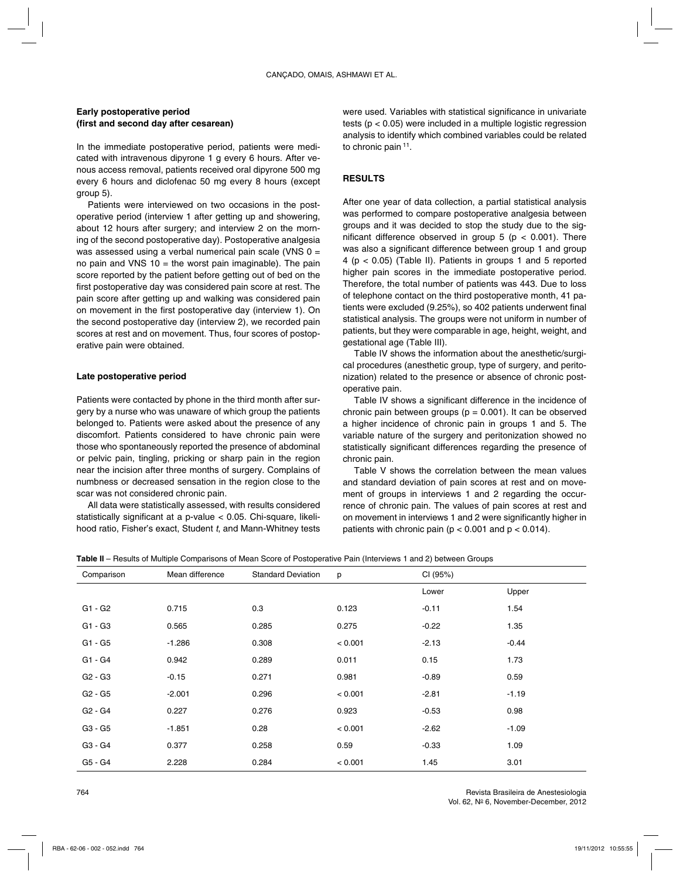### Early postoperative period (first and second day after cesarean)

In the immediate postoperative period, patients were medicated with intravenous dipyrone 1 g every 6 hours. After venous access removal, patients received oral dipyrone 500 mg every 6 hours and diclofenac 50 mg every 8 hours (except group 5).

Patients were interviewed on two occasions in the postoperative period (interview 1 after getting up and showering, about 12 hours after surgery; and interview 2 on the morning of the second postoperative day). Postoperative analgesia was assessed using a verbal numerical pain scale (VNS 0 = no pain and VNS 10 = the worst pain imaginable). The pain score reported by the patient before getting out of bed on the first postoperative day was considered pain score at rest. The pain score after getting up and walking was considered pain on movement in the first postoperative day (interview 1). On the second postoperative day (interview 2), we recorded pain scores at rest and on movement. Thus, four scores of postoperative pain were obtained.

### Late postoperative period

Patients were contacted by phone in the third month after surgery by a nurse who was unaware of which group the patients belonged to. Patients were asked about the presence of any discomfort. Patients considered to have chronic pain were those who spontaneously reported the presence of abdominal or pelvic pain, tingling, pricking or sharp pain in the region near the incision after three months of surgery. Complains of numbness or decreased sensation in the region close to the scar was not considered chronic pain.

All data were statistically assessed, with results considered statistically significant at a p-value < 0.05. Chi-square, likelihood ratio, Fisher's exact, Student *t*, and Mann-Whitney tests were used. Variables with statistical significance in univariate tests ($p < 0.05$) were included in a multiple logistic regression analysis to identify which combined variables could be related to chronic pain [11].

## RESULTS

After one year of data collection, a partial statistical analysis was performed to compare postoperative analgesia between groups and it was decided to stop the study due to the significant difference observed in group 5 ($p < 0.001$). There was also a significant difference between group 1 and group 4 ($p < 0.05$) (Table II). Patients in groups 1 and 5 reported higher pain scores in the immediate postoperative period. Therefore, the total number of patients was 443. Due to loss of telephone contact on the third postoperative month, 41 patients were excluded (9.25%), so 402 patients underwent final statistical analysis. The groups were not uniform in number of patients, but they were comparable in age, height, weight, and gestational age (Table III).

Table IV shows the information about the anesthetic/surgical procedures (anesthetic group, type of surgery, and peritonization) related to the presence or absence of chronic postoperative pain.

Table IV shows a significant difference in the incidence of chronic pain between groups ($p = 0.001$). It can be observed a higher incidence of chronic pain in groups 1 and 5. The variable nature of the surgery and peritonization showed no statistically significant differences regarding the presence of chronic pain.

Table V shows the correlation between the mean values and standard deviation of pain scores at rest and on movement of groups in interviews 1 and 2 regarding the occurrence of chronic pain. The values of pain scores at rest and on movement in interviews 1 and 2 were significantly higher in patients with chronic pain ($p < 0.001$ and $p < 0.014$).

**Table II** – Results of Multiple Comparisons of Mean Score of Postoperative Pain (Interviews 1 and 2) between Groups

| Comparison | Mean difference | Standard Deviation | p | CI (95%) | |
|---|---|---|---|---|---|
| | | | | Lower | Upper |
| G1 - G2 | 0.715 | 0.3 | 0.123 | -0.11 | 1.54 |
| G1 - G3 | 0.565 | 0.285 | 0.275 | -0.22 | 1.35 |
| G1 - G5 | -1.286 | 0.308 | < 0.001 | -2.13 | -0.44 |
| G1 - G4 | 0.942 | 0.289 | 0.011 | 0.15 | 1.73 |
| G2 - G3 | -0.15 | 0.271 | 0.981 | -0.89 | 0.59 |
| G2 - G5 | -2.001 | 0.296 | < 0.001 | -2.81 | -1.19 |
| G2 - G4 | 0.227 | 0.276 | 0.923 | -0.53 | 0.98 |
| G3 - G5 | -1.851 | 0.28 | < 0.001 | -2.62 | -1.09 |
| G3 - G4 | 0.377 | 0.258 | 0.59 | -0.33 | 1.09 |
| G5 - G4 | 2.228 | 0.284 | < 0.001 | 1.45 | 3.01 |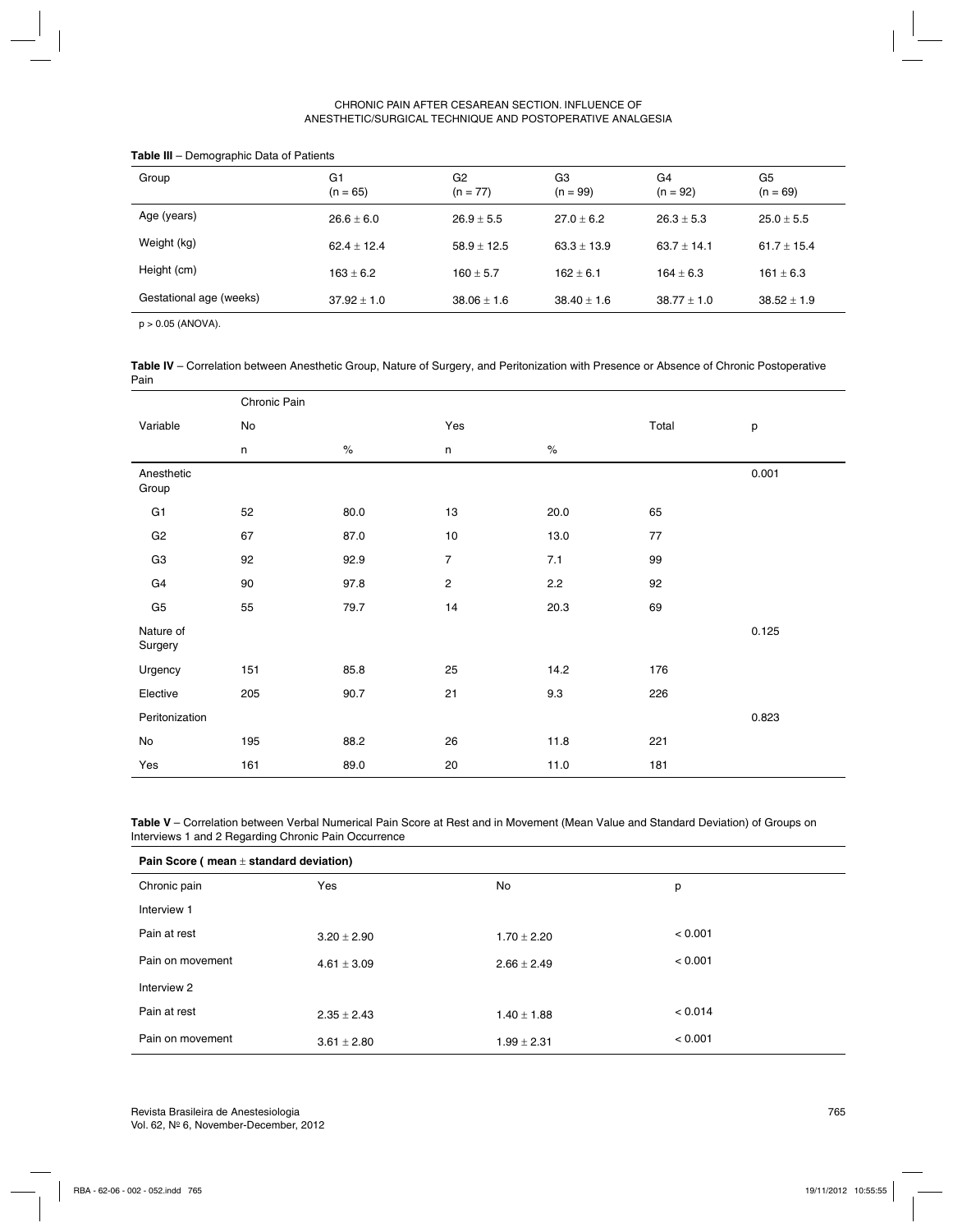**Table III** – Demographic Data of Patients

| Group | G1 (n = 65) | G2 (n = 77) | G3 (n = 99) | G4 (n = 92) | G5 (n = 69) |
|---|---|---|---|---|---|
| Age (years) | 26.6 ± 6.0 | 26.9 ± 5.5 | 27.0 ± 6.2 | 26.3 ± 5.3 | 25.0 ± 5.5 |
| Weight (kg) | 62.4 ± 12.4 | 58.9 ± 12.5 | 63.3 ± 13.9 | 63.7 ± 14.1 | 61.7 ± 15.4 |
| Height (cm) | 163 ± 6.2 | 160 ± 5.7 | 162 ± 6.1 | 164 ± 6.3 | 161 ± 6.3 |
| Gestational age (weeks) | 37.92 ± 1.0 | 38.06 ± 1.6 | 38.40 ± 1.6 | 38.77 ± 1.0 | 38.52 ± 1.9 |

$p > 0.05$ (ANOVA).

**Table IV** – Correlation between Anesthetic Group, Nature of Surgery, and Peritonization with Presence or Absence of Chronic Postoperative Pain

| | Chronic Pain | | | | | |
|---|---|---|---|---|---|---|
| Variable | No | | Yes | | Total | p |
| | n | % | n | % | | |
| Anesthetic Group | | | | | | 0.001 |
| G1 | 52 | 80.0 | 13 | 20.0 | 65 | |
| G2 | 67 | 87.0 | 10 | 13.0 | 77 | |
| G3 | 92 | 92.9 | 7 | 7.1 | 99 | |
| G4 | 90 | 97.8 | 2 | 2.2 | 92 | |
| G5 | 55 | 79.7 | 14 | 20.3 | 69 | |
| Nature of Surgery | | | | | | 0.125 |
| Urgency | 151 | 85.8 | 25 | 14.2 | 176 | |
| Elective | 205 | 90.7 | 21 | 9.3 | 226 | |
| Peritonization | | | | | | 0.823 |
| No | 195 | 88.2 | 26 | 11.8 | 221 | |
| Yes | 161 | 89.0 | 20 | 11.0 | 181 | |

**Table V** – Correlation between Verbal Numerical Pain Score at Rest and in Movement (Mean Value and Standard Deviation) of Groups on Interviews 1 and 2 Regarding Chronic Pain Occurrence

| **Pain Score ( mean ± standard deviation)** | | | |
|---|---|---|---|
| Chronic pain | Yes | No | p |
| Interview 1 | | | |
| Pain at rest | 3.20 ± 2.90 | 1.70 ± 2.20 | < 0.001 |
| Pain on movement | 4.61 ± 3.09 | 2.66 ± 2.49 | < 0.001 |
| Interview 2 | | | |
| Pain at rest | 2.35 ± 2.43 | 1.40 ± 1.88 | < 0.014 |
| Pain on movement | 3.61 ± 2.80 | 1.99 ± 2.31 | < 0.001 |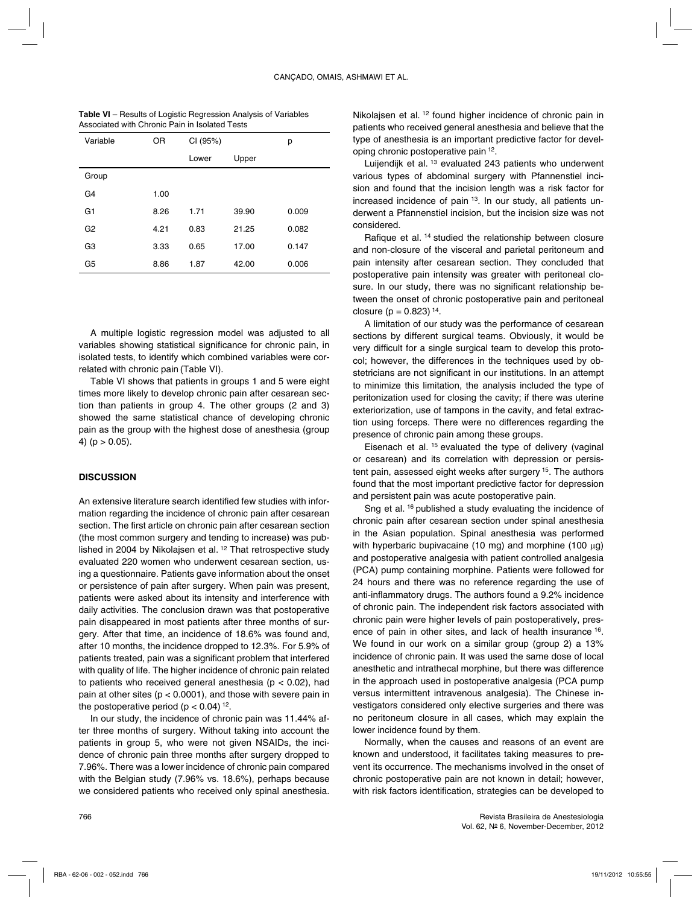**Table VI** – Results of Logistic Regression Analysis of Variables Associated with Chronic Pain in Isolated Tests

| Variable | OR | CI (95%) | | p |
|---|---|---|---|---|
| | | Lower | Upper | |
| Group | | | | |
| G4 | 1.00 | | | |
| G1 | 8.26 | 1.71 | 39.90 | 0.009 |
| G2 | 4.21 | 0.83 | 21.25 | 0.082 |
| G3 | 3.33 | 0.65 | 17.00 | 0.147 |
| G5 | 8.86 | 1.87 | 42.00 | 0.006 |

A multiple logistic regression model was adjusted to all variables showing statistical significance for chronic pain, in isolated tests, to identify which combined variables were correlated with chronic pain (Table VI).

Table VI shows that patients in groups 1 and 5 were eight times more likely to develop chronic pain after cesarean section than patients in group 4. The other groups (2 and 3) showed the same statistical chance of developing chronic pain as the group with the highest dose of anesthesia (group 4) ($p > 0.05$).

## DISCUSSION

An extensive literature search identified few studies with information regarding the incidence of chronic pain after cesarean section. The first article on chronic pain after cesarean section (the most common surgery and tending to increase) was published in 2004 by Nikolajsen et al. [12] That retrospective study evaluated 220 women who underwent cesarean section, using a questionnaire. Patients gave information about the onset or persistence of pain after surgery. When pain was present, patients were asked about its intensity and interference with daily activities. The conclusion drawn was that postoperative pain disappeared in most patients after three months of surgery. After that time, an incidence of 18.6% was found and, after 10 months, the incidence dropped to 12.3%. For 5.9% of patients treated, pain was a significant problem that interfered with quality of life. The higher incidence of chronic pain related to patients who received general anesthesia ($p < 0.02$), had pain at other sites ($p < 0.0001$), and those with severe pain in the postoperative period ($p < 0.04$) [12].

In our study, the incidence of chronic pain was 11.44% after three months of surgery. Without taking into account the patients in group 5, who were not given NSAIDs, the incidence of chronic pain three months after surgery dropped to 7.96%. There was a lower incidence of chronic pain compared with the Belgian study (7.96% vs. 18.6%), perhaps because we considered patients who received only spinal anesthesia. Nikolajsen et al. [12] found higher incidence of chronic pain in patients who received general anesthesia and believe that the type of anesthesia is an important predictive factor for developing chronic postoperative pain [12].

Luijendijk et al. [13] evaluated 243 patients who underwent various types of abdominal surgery with Pfannenstiel incision and found that the incision length was a risk factor for increased incidence of pain [13]. In our study, all patients underwent a Pfannenstiel incision, but the incision size was not considered.

Rafique et al. [14] studied the relationship between closure and non-closure of the visceral and parietal peritoneum and pain intensity after cesarean section. They concluded that postoperative pain intensity was greater with peritoneal closure. In our study, there was no significant relationship between the onset of chronic postoperative pain and peritoneal closure ($p = 0.823$) [14].

A limitation of our study was the performance of cesarean sections by different surgical teams. Obviously, it would be very difficult for a single surgical team to develop this protocol; however, the differences in the techniques used by obstetricians are not significant in our institutions. In an attempt to minimize this limitation, the analysis included the type of peritonization used for closing the cavity; if there was uterine exteriorization, use of tampons in the cavity, and fetal extraction using forceps. There were no differences regarding the presence of chronic pain among these groups.

Eisenach et al. [15] evaluated the type of delivery (vaginal or cesarean) and its correlation with depression or persistent pain, assessed eight weeks after surgery [15]. The authors found that the most important predictive factor for depression and persistent pain was acute postoperative pain.

Sng et al. [16] published a study evaluating the incidence of chronic pain after cesarean section under spinal anesthesia in the Asian population. Spinal anesthesia was performed with hyperbaric bupivacaine (10 mg) and morphine (100 μg) and postoperative analgesia with patient controlled analgesia (PCA) pump containing morphine. Patients were followed for 24 hours and there was no reference regarding the use of anti-inflammatory drugs. The authors found a 9.2% incidence of chronic pain. The independent risk factors associated with chronic pain were higher levels of pain postoperatively, presence of pain in other sites, and lack of health insurance [16]. We found in our work on a similar group (group 2) a 13% incidence of chronic pain. It was used the same dose of local anesthetic and intrathecal morphine, but there was difference in the approach used in postoperative analgesia (PCA pump versus intermittent intravenous analgesia). The Chinese investigators considered only elective surgeries and there was no peritoneum closure in all cases, which may explain the lower incidence found by them.

Normally, when the causes and reasons of an event are known and understood, it facilitates taking measures to prevent its occurrence. The mechanisms involved in the onset of chronic postoperative pain are not known in detail; however, with risk factors identification, strategies can be developed to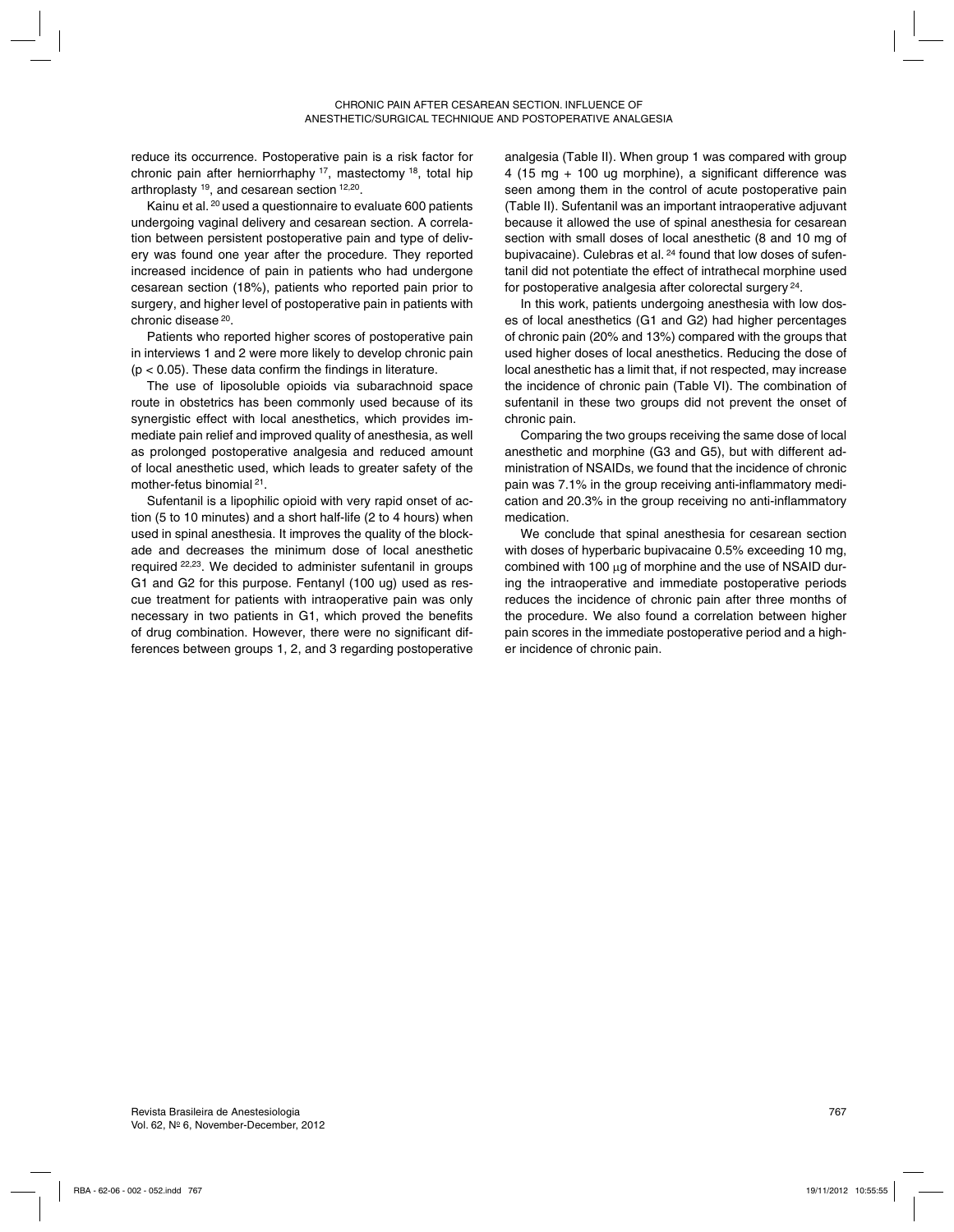reduce its occurrence. Postoperative pain is a risk factor for chronic pain after herniorrhaphy [17], mastectomy [18], total hip arthroplasty [19], and cesarean section [12,20].

Kainu et al. [20] used a questionnaire to evaluate 600 patients undergoing vaginal delivery and cesarean section. A correlation between persistent postoperative pain and type of delivery was found one year after the procedure. They reported increased incidence of pain in patients who had undergone cesarean section (18%), patients who reported pain prior to surgery, and higher level of postoperative pain in patients with chronic disease [20].

Patients who reported higher scores of postoperative pain in interviews 1 and 2 were more likely to develop chronic pain ($p < 0.05$). These data confirm the findings in literature.

The use of liposoluble opioids via subarachnoid space route in obstetrics has been commonly used because of its synergistic effect with local anesthetics, which provides immediate pain relief and improved quality of anesthesia, as well as prolonged postoperative analgesia and reduced amount of local anesthetic used, which leads to greater safety of the mother-fetus binomial [21].

Sufentanil is a lipophilic opioid with very rapid onset of action (5 to 10 minutes) and a short half-life (2 to 4 hours) when used in spinal anesthesia. It improves the quality of the blockade and decreases the minimum dose of local anesthetic required [22,23]. We decided to administer sufentanil in groups G1 and G2 for this purpose. Fentanyl (100 ug) used as rescue treatment for patients with intraoperative pain was only necessary in two patients in G1, which proved the benefits of drug combination. However, there were no significant differences between groups 1, 2, and 3 regarding postoperative analgesia (Table II). When group 1 was compared with group 4 (15 mg + 100 ug morphine), a significant difference was seen among them in the control of acute postoperative pain (Table II). Sufentanil was an important intraoperative adjuvant because it allowed the use of spinal anesthesia for cesarean section with small doses of local anesthetic (8 and 10 mg of bupivacaine). Culebras et al. [24] found that low doses of sufentanil did not potentiate the effect of intrathecal morphine used for postoperative analgesia after colorectal surgery [24].

In this work, patients undergoing anesthesia with low doses of local anesthetics (G1 and G2) had higher percentages of chronic pain (20% and 13%) compared with the groups that used higher doses of local anesthetics. Reducing the dose of local anesthetic has a limit that, if not respected, may increase the incidence of chronic pain (Table VI). The combination of sufentanil in these two groups did not prevent the onset of chronic pain.

Comparing the two groups receiving the same dose of local anesthetic and morphine (G3 and G5), but with different administration of NSAIDs, we found that the incidence of chronic pain was 7.1% in the group receiving anti-inflammatory medication and 20.3% in the group receiving no anti-inflammatory medication.

We conclude that spinal anesthesia for cesarean section with doses of hyperbaric bupivacaine 0.5% exceeding 10 mg, combined with 100 μg of morphine and the use of NSAID during the intraoperative and immediate postoperative periods reduces the incidence of chronic pain after three months of the procedure. We also found a correlation between higher pain scores in the immediate postoperative period and a higher incidence of chronic pain.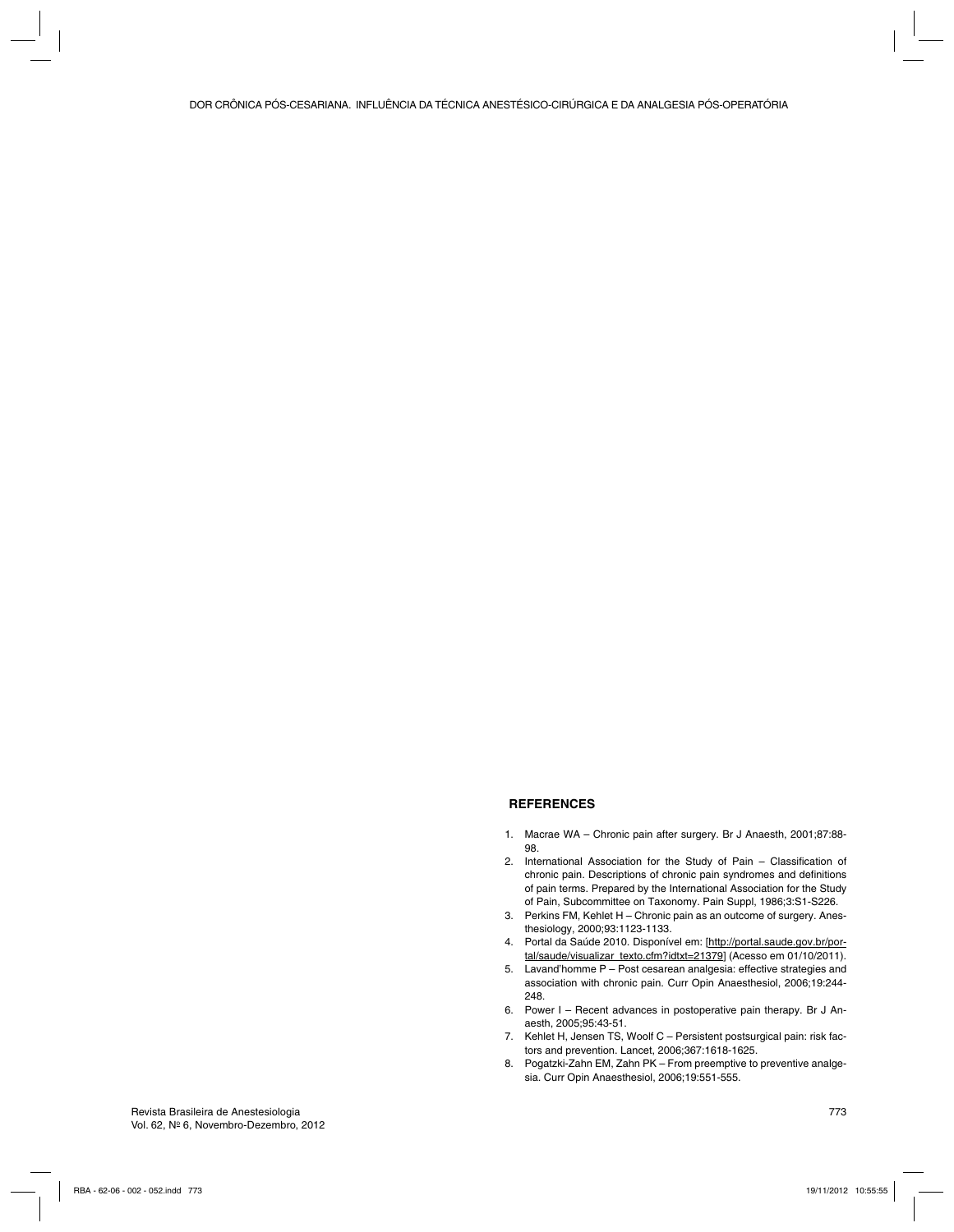## REFERENCES

1. Macrae WA – Chronic pain after surgery. Br J Anaesth, 2001;87:88-98.
2. International Association for the Study of Pain – Classification of chronic pain. Descriptions of chronic pain syndromes and definitions of pain terms. Prepared by the International Association for the Study of Pain, Subcommittee on Taxonomy. Pain Suppl, 1986;3:S1-S226.
3. Perkins FM, Kehlet H – Chronic pain as an outcome of surgery. Anesthesiology, 2000;93:1123-1133.
4. Portal da Saúde 2010. Disponível em: [http://portal.saude.gov.br/portal/saude/visualizar_texto.cfm?idtxt=21379] (Acesso em 01/10/2011).
5. Lavand'homme P – Post cesarean analgesia: effective strategies and association with chronic pain. Curr Opin Anaesthesiol, 2006;19:244-248.
6. Power I – Recent advances in postoperative pain therapy. Br J Anaesth, 2005;95:43-51.
7. Kehlet H, Jensen TS, Woolf C – Persistent postsurgical pain: risk factors and prevention. Lancet, 2006;367:1618-1625.
8. Pogatzki-Zahn EM, Zahn PK – From preemptive to preventive analgesia. Curr Opin Anaesthesiol, 2006;19:551-555.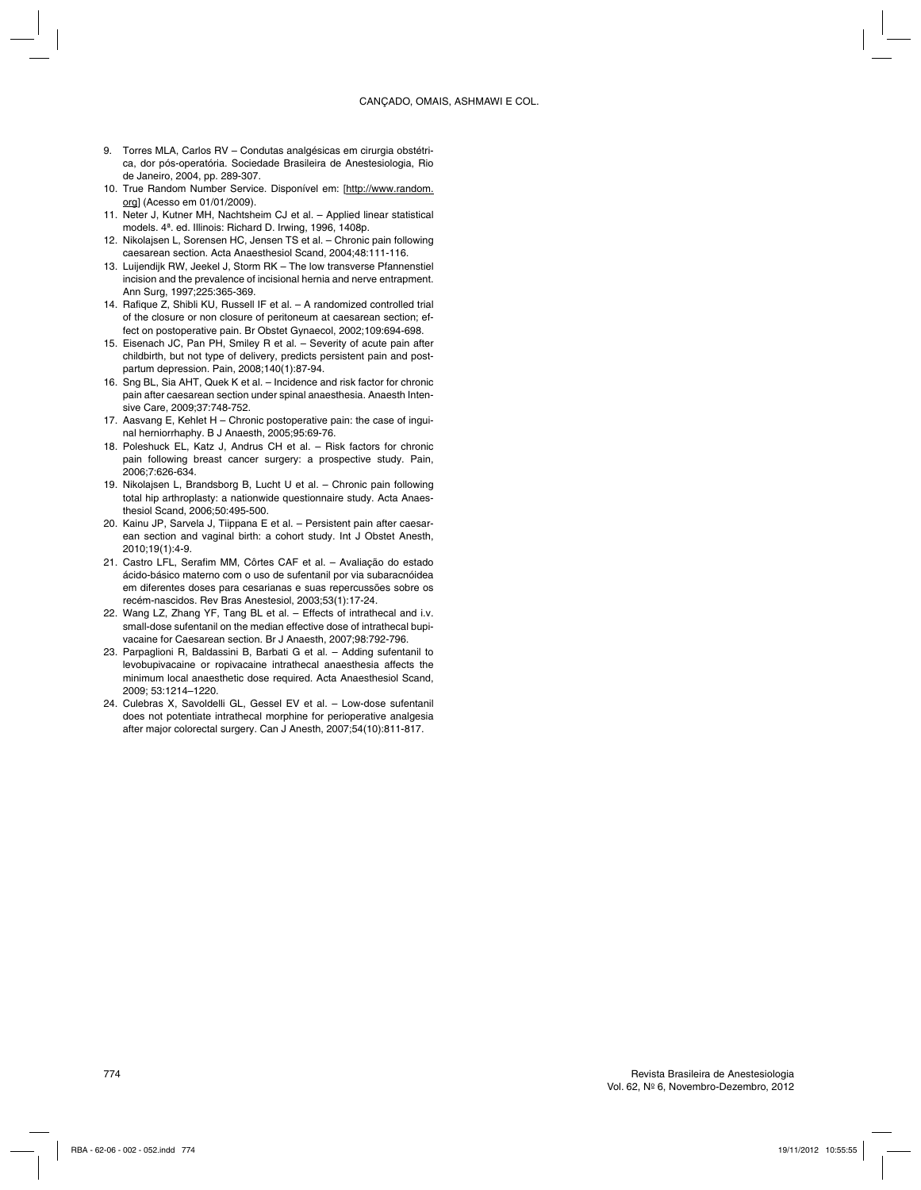9. Torres MLA, Carlos RV – Condutas analgésicas em cirurgia obstétrica, dor pós-operatória. Sociedade Brasileira de Anestesiologia, Rio de Janeiro, 2004, pp. 289-307.
10. True Random Number Service. Disponível em: [http://www.random.org] (Acesso em 01/01/2009).
11. Neter J, Kutner MH, Nachtsheim CJ et al. – Applied linear statistical models. 4ª. ed. Illinois: Richard D. Irwing, 1996, 1408p.
12. Nikolajsen L, Sorensen HC, Jensen TS et al. – Chronic pain following caesarean section. Acta Anaesthesiol Scand, 2004;48:111-116.
13. Luijendijk RW, Jeekel J, Storm RK – The low transverse Pfannenstiel incision and the prevalence of incisional hernia and nerve entrapment. Ann Surg, 1997;225:365-369.
14. Rafique Z, Shibli KU, Russell IF et al. – A randomized controlled trial of the closure or non closure of peritoneum at caesarean section; effect on postoperative pain. Br Obstet Gynaecol, 2002;109:694-698.
15. Eisenach JC, Pan PH, Smiley R et al. – Severity of acute pain after childbirth, but not type of delivery, predicts persistent pain and postpartum depression. Pain, 2008;140(1):87-94.
16. Sng BL, Sia AHT, Quek K et al. – Incidence and risk factor for chronic pain after caesarean section under spinal anaesthesia. Anaesth Intensive Care, 2009;37:748-752.
17. Aasvang E, Kehlet H – Chronic postoperative pain: the case of inguinal herniorrhaphy. B J Anaesth, 2005;95:69-76.
18. Poleshuck EL, Katz J, Andrus CH et al. – Risk factors for chronic pain following breast cancer surgery: a prospective study. Pain, 2006;7:626-634.
19. Nikolajsen L, Brandsborg B, Lucht U et al. – Chronic pain following total hip arthroplasty: a nationwide questionnaire study. Acta Anaesthesiol Scand, 2006;50:495-500.
20. Kainu JP, Sarvela J, Tiippana E et al. – Persistent pain after caesarean section and vaginal birth: a cohort study. Int J Obstet Anesth, 2010;19(1):4-9.
21. Castro LFL, Serafim MM, Côrtes CAF et al. – Avaliação do estado ácido-básico materno com o uso de sufentanil por via subaracnóidea em diferentes doses para cesarianas e suas repercussões sobre os recém-nascidos. Rev Bras Anestesiol, 2003;53(1):17-24.
22. Wang LZ, Zhang YF, Tang BL et al. – Effects of intrathecal and i.v. small-dose sufentanil on the median effective dose of intrathecal bupivacaine for Caesarean section. Br J Anaesth, 2007;98:792-796.
23. Parpaglioni R, Baldassini B, Barbati G et al. – Adding sufentanil to levobupivacaine or ropivacaine intrathecal anaesthesia affects the minimum local anaesthetic dose required. Acta Anaesthesiol Scand, 2009; 53:1214–1220.
24. Culebras X, Savoldelli GL, Gessel EV et al. – Low-dose sufentanil does not potentiate intrathecal morphine for perioperative analgesia after major colorectal surgery. Can J Anesth, 2007;54(10):811-817.